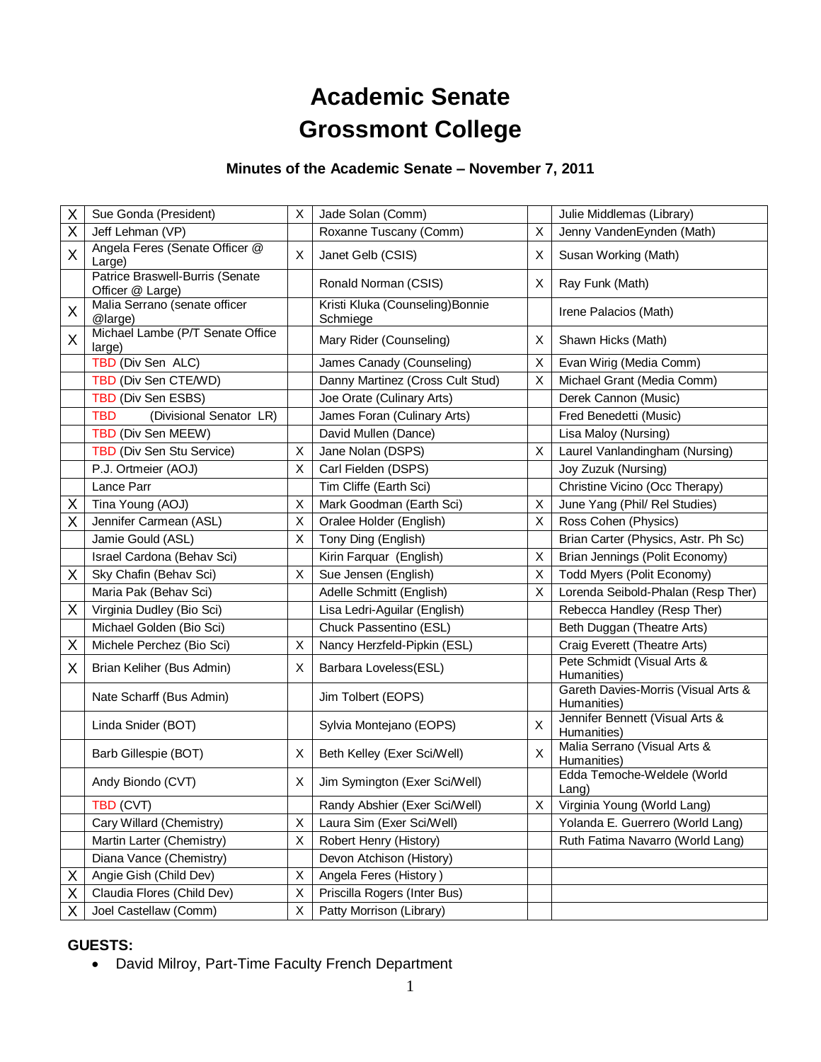# Academic Senate
# Grossmont College

### Minutes of the Academic Senate – November 7, 2011

| | | | | | |
|---|---|---|---|---|---|
| X | Sue Gonda (President) | X | Jade Solan (Comm) | | Julie Middlemas (Library) |
| X | Jeff Lehman (VP) | | Roxanne Tuscany (Comm) | X | Jenny VandenEynden (Math) |
| X | Angela Feres (Senate Officer @ Large) | X | Janet Gelb (CSIS) | X | Susan Working (Math) |
| | Patrice Braswell-Burris (Senate Officer @ Large) | | Ronald Norman (CSIS) | X | Ray Funk (Math) |
| X | Malia Serrano (senate officer @large) | | Kristi Kluka (Counseling)Bonnie Schmiege | | Irene Palacios (Math) |
| X | Michael Lambe (P/T Senate Office large) | | Mary Rider (Counseling) | X | Shawn Hicks (Math) |
| | TBD (Div Sen ALC) | | James Canady (Counseling) | X | Evan Wirig (Media Comm) |
| | TBD (Div Sen CTE/WD) | | Danny Martinez (Cross Cult Stud) | X | Michael Grant (Media Comm) |
| | TBD (Div Sen ESBS) | | Joe Orate (Culinary Arts) | | Derek Cannon (Music) |
| | TBD (Divisional Senator LR) | | James Foran (Culinary Arts) | | Fred Benedetti (Music) |
| | TBD (Div Sen MEEW) | | David Mullen (Dance) | | Lisa Maloy (Nursing) |
| | TBD (Div Sen Stu Service) | X | Jane Nolan (DSPS) | X | Laurel Vanlandingham (Nursing) |
| | P.J. Ortmeier (AOJ) | X | Carl Fielden (DSPS) | | Joy Zuzuk (Nursing) |
| | Lance Parr | | Tim Cliffe (Earth Sci) | | Christine Vicino (Occ Therapy) |
| X | Tina Young (AOJ) | X | Mark Goodman (Earth Sci) | X | June Yang (Phil/ Rel Studies) |
| X | Jennifer Carmean (ASL) | X | Oralee Holder (English) | X | Ross Cohen (Physics) |
| | Jamie Gould (ASL) | X | Tony Ding (English) | | Brian Carter (Physics, Astr. Ph Sc) |
| | Israel Cardona (Behav Sci) | | Kirin Farquar (English) | X | Brian Jennings (Polit Economy) |
| X | Sky Chafin (Behav Sci) | X | Sue Jensen (English) | X | Todd Myers (Polit Economy) |
| | Maria Pak (Behav Sci) | | Adelle Schmitt (English) | X | Lorenda Seibold-Phalan (Resp Ther) |
| X | Virginia Dudley (Bio Sci) | | Lisa Ledri-Aguilar (English) | | Rebecca Handley (Resp Ther) |
| | Michael Golden (Bio Sci) | | Chuck Passentino (ESL) | | Beth Duggan (Theatre Arts) |
| X | Michele Perchez (Bio Sci) | X | Nancy Herzfeld-Pipkin (ESL) | | Craig Everett (Theatre Arts) |
| X | Brian Keliher (Bus Admin) | X | Barbara Loveless(ESL) | | Pete Schmidt (Visual Arts & Humanities) |
| | Nate Scharff (Bus Admin) | | Jim Tolbert (EOPS) | | Gareth Davies-Morris (Visual Arts & Humanities) |
| | Linda Snider (BOT) | | Sylvia Montejano (EOPS) | X | Jennifer Bennett (Visual Arts & Humanities) |
| | Barb Gillespie (BOT) | X | Beth Kelley (Exer Sci/Well) | X | Malia Serrano (Visual Arts & Humanities) |
| | Andy Biondo (CVT) | X | Jim Symington (Exer Sci/Well) | | Edda Temoche-Weldele (World Lang) |
| | TBD (CVT) | | Randy Abshier (Exer Sci/Well) | X | Virginia Young (World Lang) |
| | Cary Willard (Chemistry) | X | Laura Sim (Exer Sci/Well) | | Yolanda E. Guerrero (World Lang) |
| | Martin Larter (Chemistry) | X | Robert Henry (History) | | Ruth Fatima Navarro (World Lang) |
| | Diana Vance (Chemistry) | | Devon Atchison (History) | | |
| X | Angie Gish (Child Dev) | X | Angela Feres (History ) | | |
| X | Claudia Flores (Child Dev) | X | Priscilla Rogers (Inter Bus) | | |
| X | Joel Castellaw (Comm) | X | Patty Morrison (Library) | | |

**GUESTS:**

- David Milroy, Part-Time Faculty French Department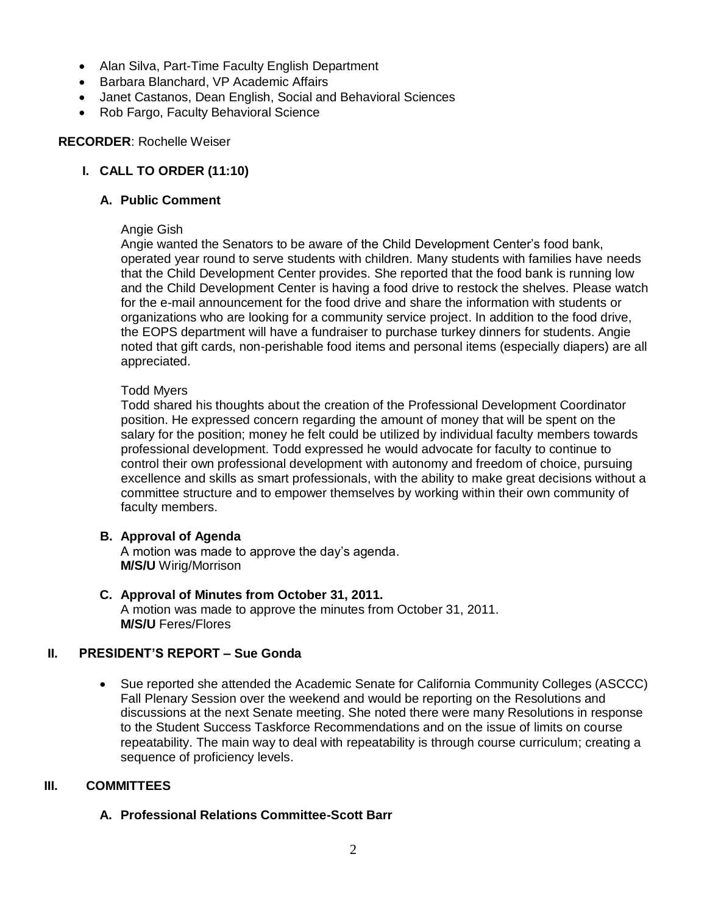- Alan Silva, Part-Time Faculty English Department
- Barbara Blanchard, VP Academic Affairs
- Janet Castanos, Dean English, Social and Behavioral Sciences
- Rob Fargo, Faculty Behavioral Science

**RECORDER**: Rochelle Weiser

## I. CALL TO ORDER (11:10)

### A. Public Comment

Angie Gish

Angie wanted the Senators to be aware of the Child Development Center's food bank, operated year round to serve students with children. Many students with families have needs that the Child Development Center provides. She reported that the food bank is running low and the Child Development Center is having a food drive to restock the shelves. Please watch for the e-mail announcement for the food drive and share the information with students or organizations who are looking for a community service project. In addition to the food drive, the EOPS department will have a fundraiser to purchase turkey dinners for students. Angie noted that gift cards, non-perishable food items and personal items (especially diapers) are all appreciated.

Todd Myers

Todd shared his thoughts about the creation of the Professional Development Coordinator position. He expressed concern regarding the amount of money that will be spent on the salary for the position; money he felt could be utilized by individual faculty members towards professional development. Todd expressed he would advocate for faculty to continue to control their own professional development with autonomy and freedom of choice, pursuing excellence and skills as smart professionals, with the ability to make great decisions without a committee structure and to empower themselves by working within their own community of faculty members.

### B. Approval of Agenda

A motion was made to approve the day's agenda.
**M/S/U** Wirig/Morrison

### C. Approval of Minutes from October 31, 2011.

A motion was made to approve the minutes from October 31, 2011.
**M/S/U** Feres/Flores

## II. PRESIDENT'S REPORT – Sue Gonda

- Sue reported she attended the Academic Senate for California Community Colleges (ASCCC) Fall Plenary Session over the weekend and would be reporting on the Resolutions and discussions at the next Senate meeting. She noted there were many Resolutions in response to the Student Success Taskforce Recommendations and on the issue of limits on course repeatability. The main way to deal with repeatability is through course curriculum; creating a sequence of proficiency levels.

## III. COMMITTEES

### A. Professional Relations Committee-Scott Barr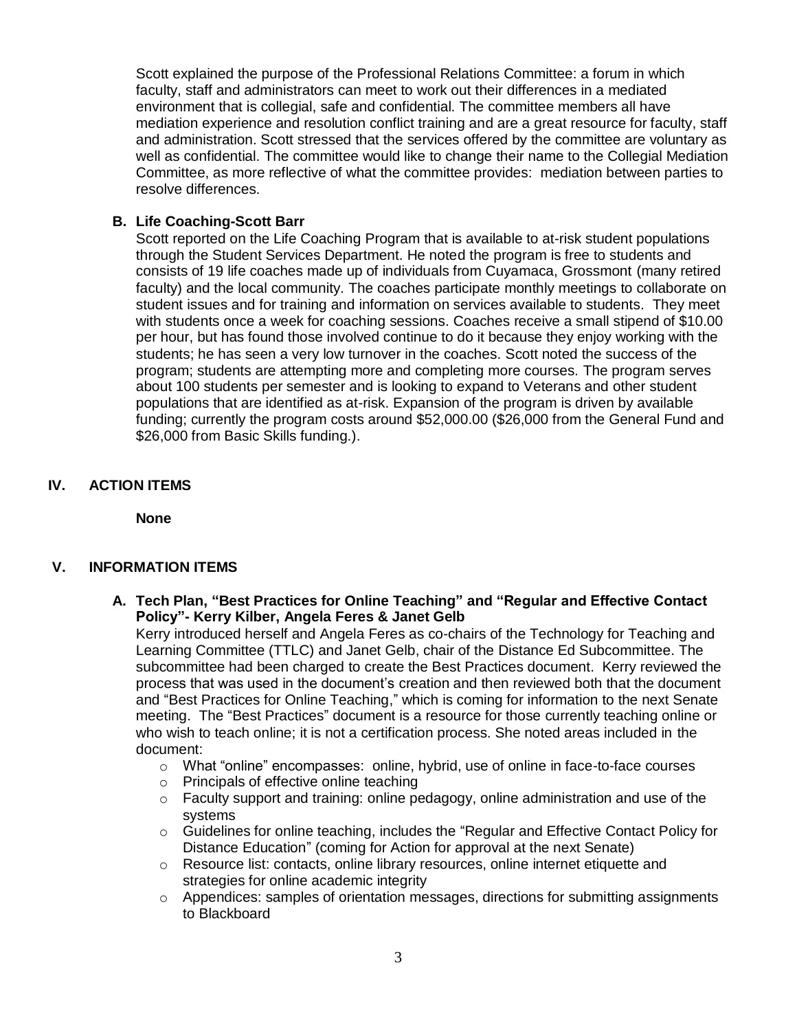Scott explained the purpose of the Professional Relations Committee: a forum in which faculty, staff and administrators can meet to work out their differences in a mediated environment that is collegial, safe and confidential. The committee members all have mediation experience and resolution conflict training and are a great resource for faculty, staff and administration. Scott stressed that the services offered by the committee are voluntary as well as confidential. The committee would like to change their name to the Collegial Mediation Committee, as more reflective of what the committee provides: mediation between parties to resolve differences.

**B. Life Coaching-Scott Barr**

Scott reported on the Life Coaching Program that is available to at-risk student populations through the Student Services Department. He noted the program is free to students and consists of 19 life coaches made up of individuals from Cuyamaca, Grossmont (many retired faculty) and the local community. The coaches participate monthly meetings to collaborate on student issues and for training and information on services available to students. They meet with students once a week for coaching sessions. Coaches receive a small stipend of $10.00 per hour, but has found those involved continue to do it because they enjoy working with the students; he has seen a very low turnover in the coaches. Scott noted the success of the program; students are attempting more and completing more courses. The program serves about 100 students per semester and is looking to expand to Veterans and other student populations that are identified as at-risk. Expansion of the program is driven by available funding; currently the program costs around $52,000.00 ($26,000 from the General Fund and $26,000 from Basic Skills funding.).

## IV. ACTION ITEMS

**None**

## V. INFORMATION ITEMS

**A. Tech Plan, "Best Practices for Online Teaching" and "Regular and Effective Contact Policy"- Kerry Kilber, Angela Feres & Janet Gelb**

Kerry introduced herself and Angela Feres as co-chairs of the Technology for Teaching and Learning Committee (TTLC) and Janet Gelb, chair of the Distance Ed Subcommittee. The subcommittee had been charged to create the Best Practices document. Kerry reviewed the process that was used in the document's creation and then reviewed both that the document and "Best Practices for Online Teaching," which is coming for information to the next Senate meeting. The "Best Practices" document is a resource for those currently teaching online or who wish to teach online; it is not a certification process. She noted areas included in the document:

- What "online" encompasses: online, hybrid, use of online in face-to-face courses
- Principals of effective online teaching
- Faculty support and training: online pedagogy, online administration and use of the systems
- Guidelines for online teaching, includes the "Regular and Effective Contact Policy for Distance Education" (coming for Action for approval at the next Senate)
- Resource list: contacts, online library resources, online internet etiquette and strategies for online academic integrity
- Appendices: samples of orientation messages, directions for submitting assignments to Blackboard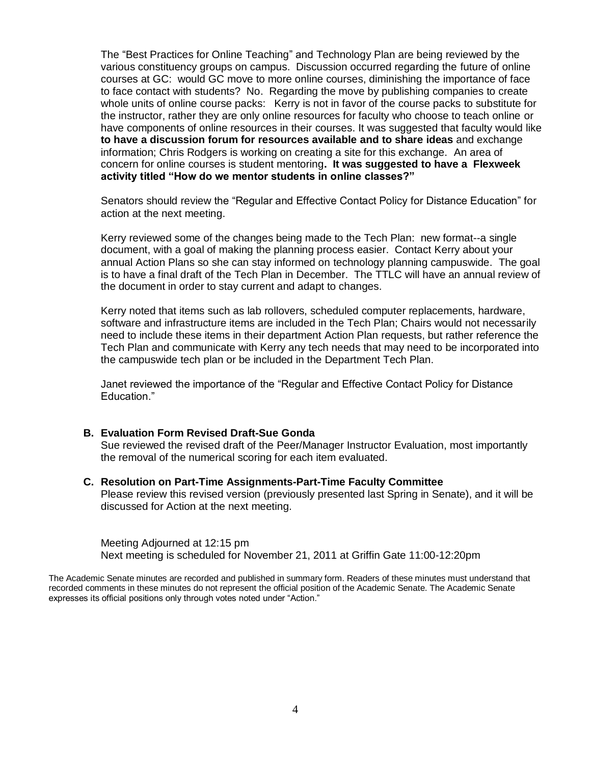The "Best Practices for Online Teaching" and Technology Plan are being reviewed by the various constituency groups on campus. Discussion occurred regarding the future of online courses at GC: would GC move to more online courses, diminishing the importance of face to face contact with students? No. Regarding the move by publishing companies to create whole units of online course packs: Kerry is not in favor of the course packs to substitute for the instructor, rather they are only online resources for faculty who choose to teach online or have components of online resources in their courses. It was suggested that faculty would like **to have a discussion forum for resources available and to share ideas** and exchange information; Chris Rodgers is working on creating a site for this exchange. An area of concern for online courses is student mentoring**. It was suggested to have a Flexweek activity titled "How do we mentor students in online classes?"**

Senators should review the "Regular and Effective Contact Policy for Distance Education" for action at the next meeting.

Kerry reviewed some of the changes being made to the Tech Plan: new format--a single document, with a goal of making the planning process easier. Contact Kerry about your annual Action Plans so she can stay informed on technology planning campuswide. The goal is to have a final draft of the Tech Plan in December. The TTLC will have an annual review of the document in order to stay current and adapt to changes.

Kerry noted that items such as lab rollovers, scheduled computer replacements, hardware, software and infrastructure items are included in the Tech Plan; Chairs would not necessarily need to include these items in their department Action Plan requests, but rather reference the Tech Plan and communicate with Kerry any tech needs that may need to be incorporated into the campuswide tech plan or be included in the Department Tech Plan.

Janet reviewed the importance of the "Regular and Effective Contact Policy for Distance Education."

**B. Evaluation Form Revised Draft-Sue Gonda**

Sue reviewed the revised draft of the Peer/Manager Instructor Evaluation, most importantly the removal of the numerical scoring for each item evaluated.

**C. Resolution on Part-Time Assignments-Part-Time Faculty Committee**

Please review this revised version (previously presented last Spring in Senate), and it will be discussed for Action at the next meeting.

Meeting Adjourned at 12:15 pm
Next meeting is scheduled for November 21, 2011 at Griffin Gate 11:00-12:20pm

The Academic Senate minutes are recorded and published in summary form. Readers of these minutes must understand that recorded comments in these minutes do not represent the official position of the Academic Senate. The Academic Senate expresses its official positions only through votes noted under "Action."